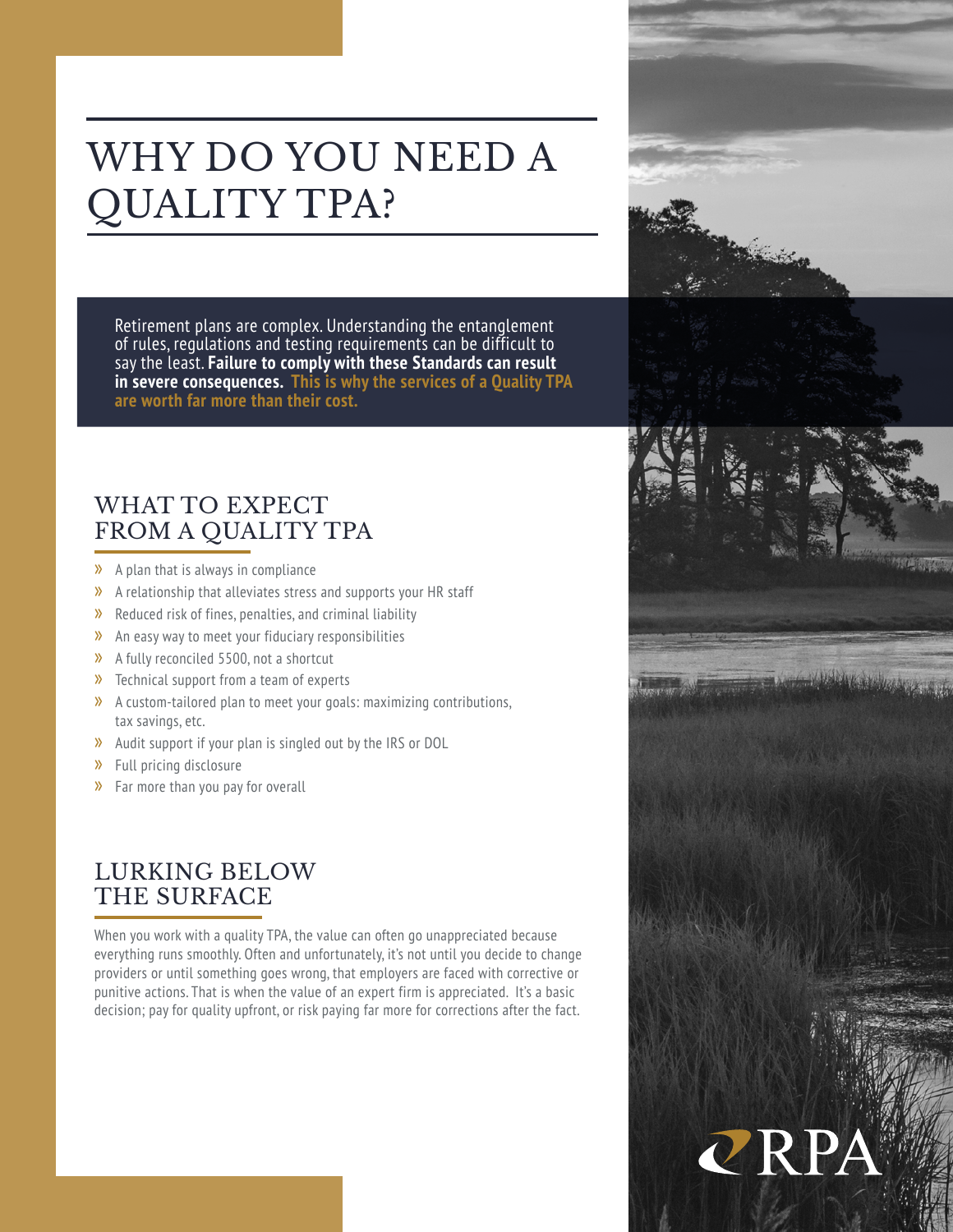# WHY DO YOU NEED A QUALITY TPA?

Retirement plans are complex. Understanding the entanglement of rules, regulations and testing requirements can be difficult to say the least. **Failure to comply with these Standards can result in severe consequences. This is why the services of a Quality TPA are worth far more than their cost.**

## WHAT TO EXPECT FROM A QUALITY TPA

- A plan that is always in compliance
- A relationship that alleviates stress and supports your HR staff
- Reduced risk of fines, penalties, and criminal liability
- An easy way to meet your fiduciary responsibilities
- A fully reconciled 5500, not a shortcut
- Technical support from a team of experts
- A custom-tailored plan to meet your goals: maximizing contributions, tax savings, etc.
- Audit support if your plan is singled out by the IRS or DOL
- Full pricing disclosure
- Far more than you pay for overall

## LURKING BELOW THE SURFACE

When you work with a quality TPA, the value can often go unappreciated because everything runs smoothly. Often and unfortunately, it's not until you decide to change providers or until something goes wrong, that employers are faced with corrective or punitive actions. That is when the value of an expert firm is appreciated. It's a basic decision; pay for quality upfront, or risk paying far more for corrections after the fact.

RPA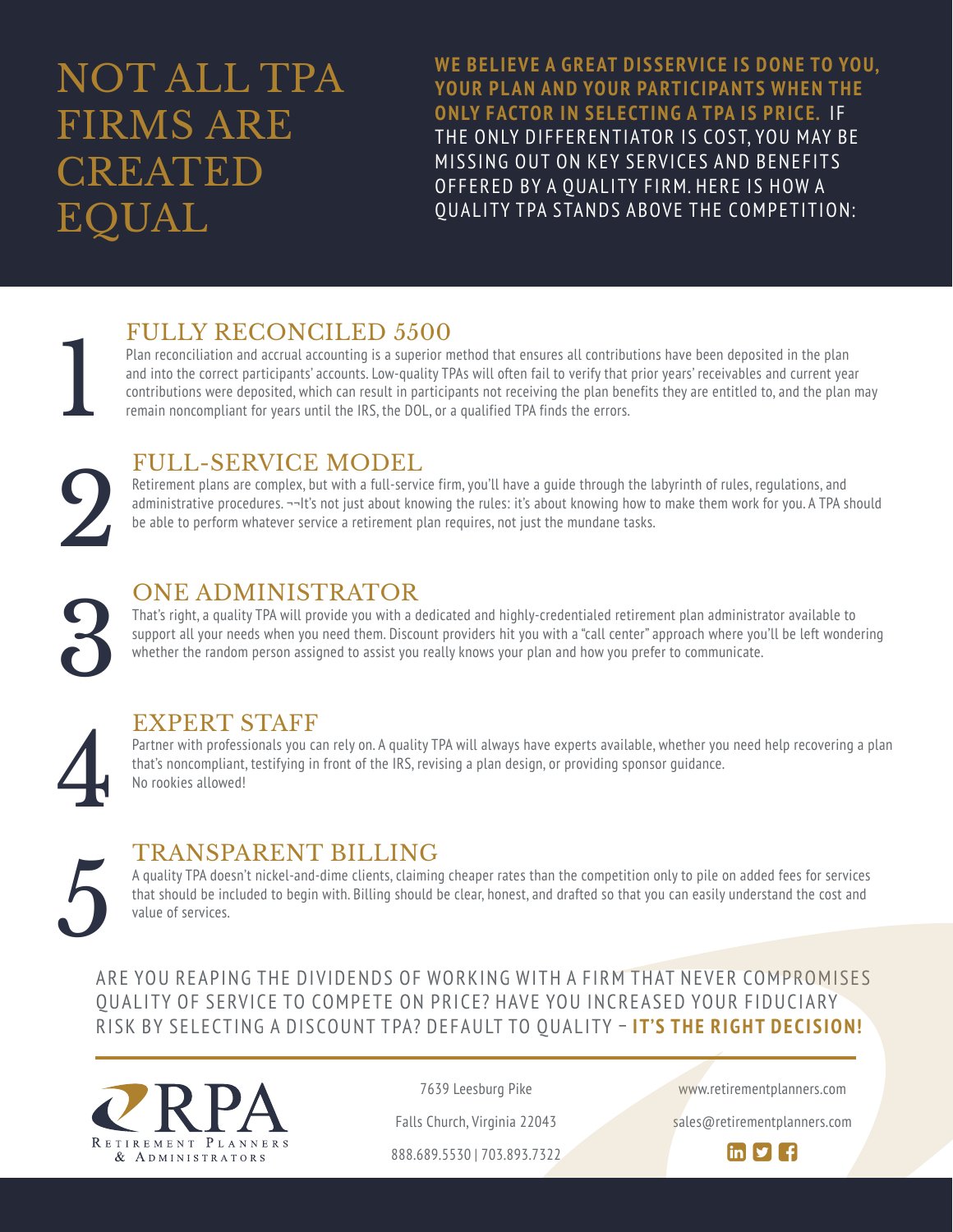# NOT ALL TPA FIRMS ARE CREATED EQUAL

**WE BELIEVE A GREAT DISSERVICE IS DONE TO YOU, YOUR PLAN AND YOUR PARTICIPANTS WHEN THE ONLY FACTOR IN SELECTING A TPA IS PRICE.** IF THE ONLY DIFFERENTIATOR IS COST, YOU MAY BE MISSING OUT ON KEY SERVICES AND BENEFITS OFFERED BY A QUALITY FIRM. HERE IS HOW A QUALITY TPA STANDS ABOVE THE COMPETITION:

## 1 FULLY RECONCILED 5500

Plan reconciliation and accrual accounting is a superior method that ensures all contributions have been deposited in the plan and into the correct participants' accounts. Low-quality TPAs will often fail to verify that prior years' receivables and current year contributions were deposited, which can result in participants not receiving the plan benefits they are entitled to, and the plan may remain noncompliant for years until the IRS, the DOL, or a qualified TPA finds the errors.

## 2 FULL-SERVICE MODEL

Retirement plans are complex, but with a full-service firm, you'll have a guide through the labyrinth of rules, regulations, and administrative procedures. ¬¬It's not just about knowing the rules: it's about knowing how to make them work for you. A TPA should be able to perform whatever service a retirement plan requires, not just the mundane tasks.

## 3 ONE ADMINISTRATOR

That's right, a quality TPA will provide you with a dedicated and highly-credentialed retirement plan administrator available to support all your needs when you need them. Discount providers hit you with a "call center" approach where you'll be left wondering whether the random person assigned to assist you really knows your plan and how you prefer to communicate.

## 4 EXPERT STAFF

Partner with professionals you can rely on. A quality TPA will always have experts available, whether you need help recovering a plan that's noncompliant, testifying in front of the IRS, revising a plan design, or providing sponsor guidance.
No rookies allowed!

## 5 TRANSPARENT BILLING

A quality TPA doesn't nickel-and-dime clients, claiming cheaper rates than the competition only to pile on added fees for services that should be included to begin with. Billing should be clear, honest, and drafted so that you can easily understand the cost and value of services.

ARE YOU REAPING THE DIVIDENDS OF WORKING WITH A FIRM THAT NEVER COMPROMISES QUALITY OF SERVICE TO COMPETE ON PRICE? HAVE YOU INCREASED YOUR FIDUCIARY RISK BY SELECTING A DISCOUNT TPA? DEFAULT TO QUALITY – **IT'S THE RIGHT DECISION!**

RPA
Retirement Planners & Administrators

7639 Leesburg Pike
Falls Church, Virginia 22043
888.689.5530 | 703.893.7322

www.retirementplanners.com
sales@retirementplanners.com